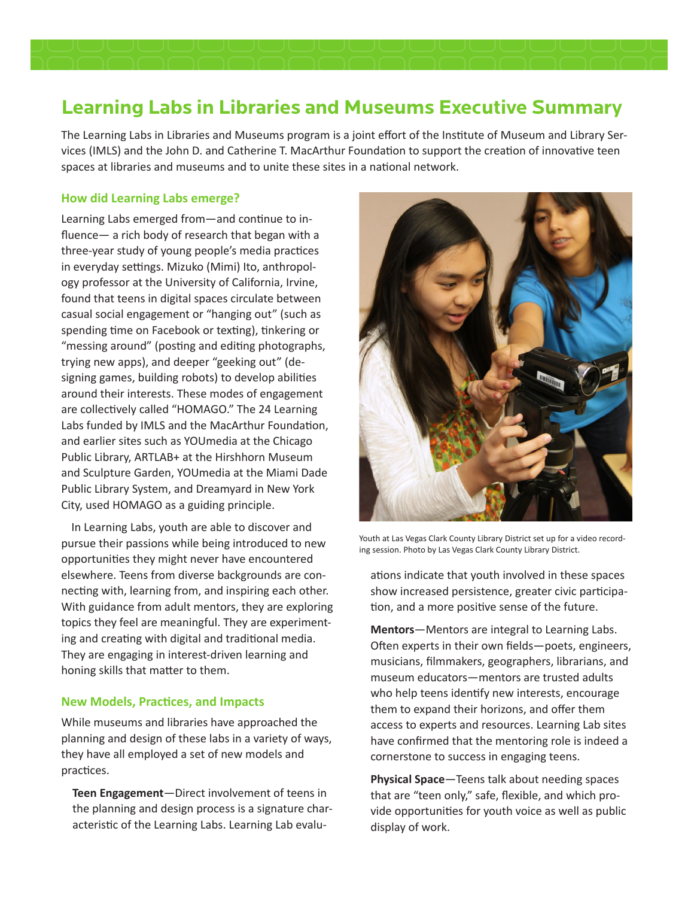# Learning Labs in Libraries and Museums Executive Summary

The Learning Labs in Libraries and Museums program is a joint effort of the Institute of Museum and Library Services (IMLS) and the John D. and Catherine T. MacArthur Foundation to support the creation of innovative teen spaces at libraries and museums and to unite these sites in a national network.

### How did Learning Labs emerge?

Learning Labs emerged from—and continue to influence— a rich body of research that began with a three-year study of young people's media practices in everyday settings. Mizuko (Mimi) Ito, anthropology professor at the University of California, Irvine, found that teens in digital spaces circulate between casual social engagement or "hanging out" (such as spending time on Facebook or texting), tinkering or "messing around" (posting and editing photographs, trying new apps), and deeper "geeking out" (designing games, building robots) to develop abilities around their interests. These modes of engagement are collectively called "HOMAGO." The 24 Learning Labs funded by IMLS and the MacArthur Foundation, and earlier sites such as YOUmedia at the Chicago Public Library, ARTLAB+ at the Hirshhorn Museum and Sculpture Garden, YOUmedia at the Miami Dade Public Library System, and Dreamyard in New York City, used HOMAGO as a guiding principle.

In Learning Labs, youth are able to discover and pursue their passions while being introduced to new opportunities they might never have encountered elsewhere. Teens from diverse backgrounds are connecting with, learning from, and inspiring each other. With guidance from adult mentors, they are exploring topics they feel are meaningful. They are experimenting and creating with digital and traditional media. They are engaging in interest-driven learning and honing skills that matter to them.

Youth at Las Vegas Clark County Library District set up for a video recording session. Photo by Las Vegas Clark County Library District.

### New Models, Practices, and Impacts

While museums and libraries have approached the planning and design of these labs in a variety of ways, they have all employed a set of new models and practices.

**Teen Engagement**—Direct involvement of teens in the planning and design process is a signature characteristic of the Learning Labs. Learning Lab evaluations indicate that youth involved in these spaces show increased persistence, greater civic participation, and a more positive sense of the future.

**Mentors**—Mentors are integral to Learning Labs. Often experts in their own fields—poets, engineers, musicians, filmmakers, geographers, librarians, and museum educators—mentors are trusted adults who help teens identify new interests, encourage them to expand their horizons, and offer them access to experts and resources. Learning Lab sites have confirmed that the mentoring role is indeed a cornerstone to success in engaging teens.

**Physical Space**—Teens talk about needing spaces that are "teen only," safe, flexible, and which provide opportunities for youth voice as well as public display of work.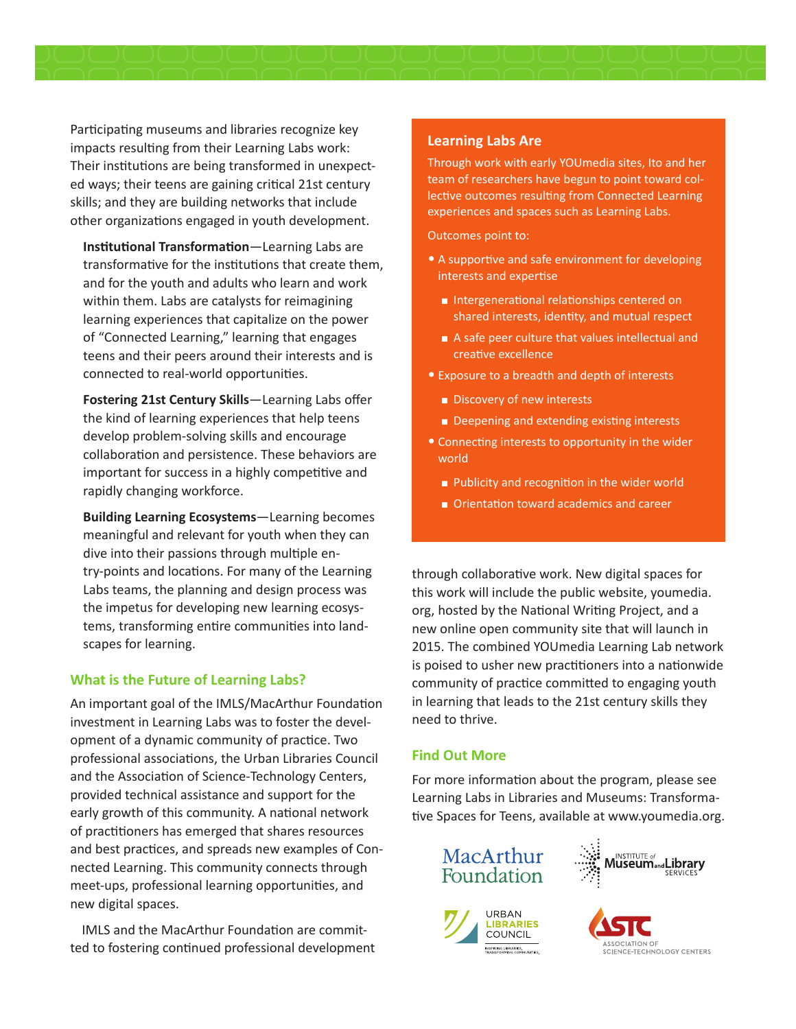Participating museums and libraries recognize key impacts resulting from their Learning Labs work: Their institutions are being transformed in unexpected ways; their teens are gaining critical 21st century skills; and they are building networks that include other organizations engaged in youth development.

**Institutional Transformation**—Learning Labs are transformative for the institutions that create them, and for the youth and adults who learn and work within them. Labs are catalysts for reimagining learning experiences that capitalize on the power of "Connected Learning," learning that engages teens and their peers around their interests and is connected to real-world opportunities.

**Fostering 21st Century Skills**—Learning Labs offer the kind of learning experiences that help teens develop problem-solving skills and encourage collaboration and persistence. These behaviors are important for success in a highly competitive and rapidly changing workforce.

**Building Learning Ecosystems**—Learning becomes meaningful and relevant for youth when they can dive into their passions through multiple entry-points and locations. For many of the Learning Labs teams, the planning and design process was the impetus for developing new learning ecosystems, transforming entire communities into landscapes for learning.

## What is the Future of Learning Labs?

An important goal of the IMLS/MacArthur Foundation investment in Learning Labs was to foster the development of a dynamic community of practice. Two professional associations, the Urban Libraries Council and the Association of Science-Technology Centers, provided technical assistance and support for the early growth of this community. A national network of practitioners has emerged that shares resources and best practices, and spreads new examples of Connected Learning. This community connects through meet-ups, professional learning opportunities, and new digital spaces.

IMLS and the MacArthur Foundation are committed to fostering continued professional development through collaborative work. New digital spaces for this work will include the public website, youmedia.org, hosted by the National Writing Project, and a new online open community site that will launch in 2015. The combined YOUmedia Learning Lab network is poised to usher new practitioners into a nationwide community of practice committed to engaging youth in learning that leads to the 21st century skills they need to thrive.

### Learning Labs Are

Through work with early YOUmedia sites, Ito and her team of researchers have begun to point toward collective outcomes resulting from Connected Learning experiences and spaces such as Learning Labs.

Outcomes point to:

- A supportive and safe environment for developing interests and expertise
  - Intergenerational relationships centered on shared interests, identity, and mutual respect
  - A safe peer culture that values intellectual and creative excellence
- Exposure to a breadth and depth of interests
  - Discovery of new interests
  - Deepening and extending existing interests
- Connecting interests to opportunity in the wider world
  - Publicity and recognition in the wider world
  - Orientation toward academics and career

## Find Out More

For more information about the program, please see Learning Labs in Libraries and Museums: Transformative Spaces for Teens, available at www.youmedia.org.

MacArthur Foundation

Institute of Museum and Library Services

Urban Libraries Council

ASTC Association of Science-Technology Centers